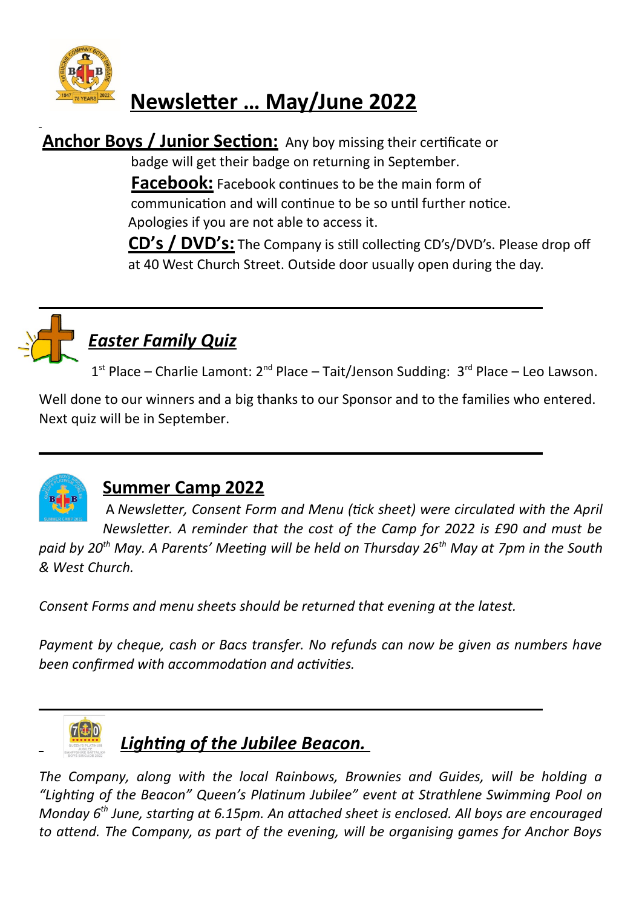# Newsletter … May/June 2022

**Anchor Boys / Junior Section:** Any boy missing their certificate or badge will get their badge on returning in September.

**Facebook:** Facebook continues to be the main form of communication and will continue to be so until further notice. Apologies if you are not able to access it.

**CD's / DVD's:** The Company is still collecting CD's/DVD's. Please drop off at 40 West Church Street. Outside door usually open during the day.

---

## *Easter Family Quiz*

1st Place – Charlie Lamont: 2nd Place – Tait/Jenson Sudding: 3rd Place – Leo Lawson.

Well done to our winners and a big thanks to our Sponsor and to the families who entered. Next quiz will be in September.

---

## Summer Camp 2022

*A Newsletter, Consent Form and Menu (tick sheet) were circulated with the April Newsletter. A reminder that the cost of the Camp for 2022 is £90 and must be paid by 20th May. A Parents' Meeting will be held on Thursday 26th May at 7pm in the South & West Church.*

*Consent Forms and menu sheets should be returned that evening at the latest.*

*Payment by cheque, cash or Bacs transfer. No refunds can now be given as numbers have been confirmed with accommodation and activities.*

---

## *Lighting of the Jubilee Beacon.*

*The Company, along with the local Rainbows, Brownies and Guides, will be holding a "Lighting of the Beacon" Queen's Platinum Jubilee" event at Strathlene Swimming Pool on Monday 6th June, starting at 6.15pm. An attached sheet is enclosed. All boys are encouraged to attend. The Company, as part of the evening, will be organising games for Anchor Boys*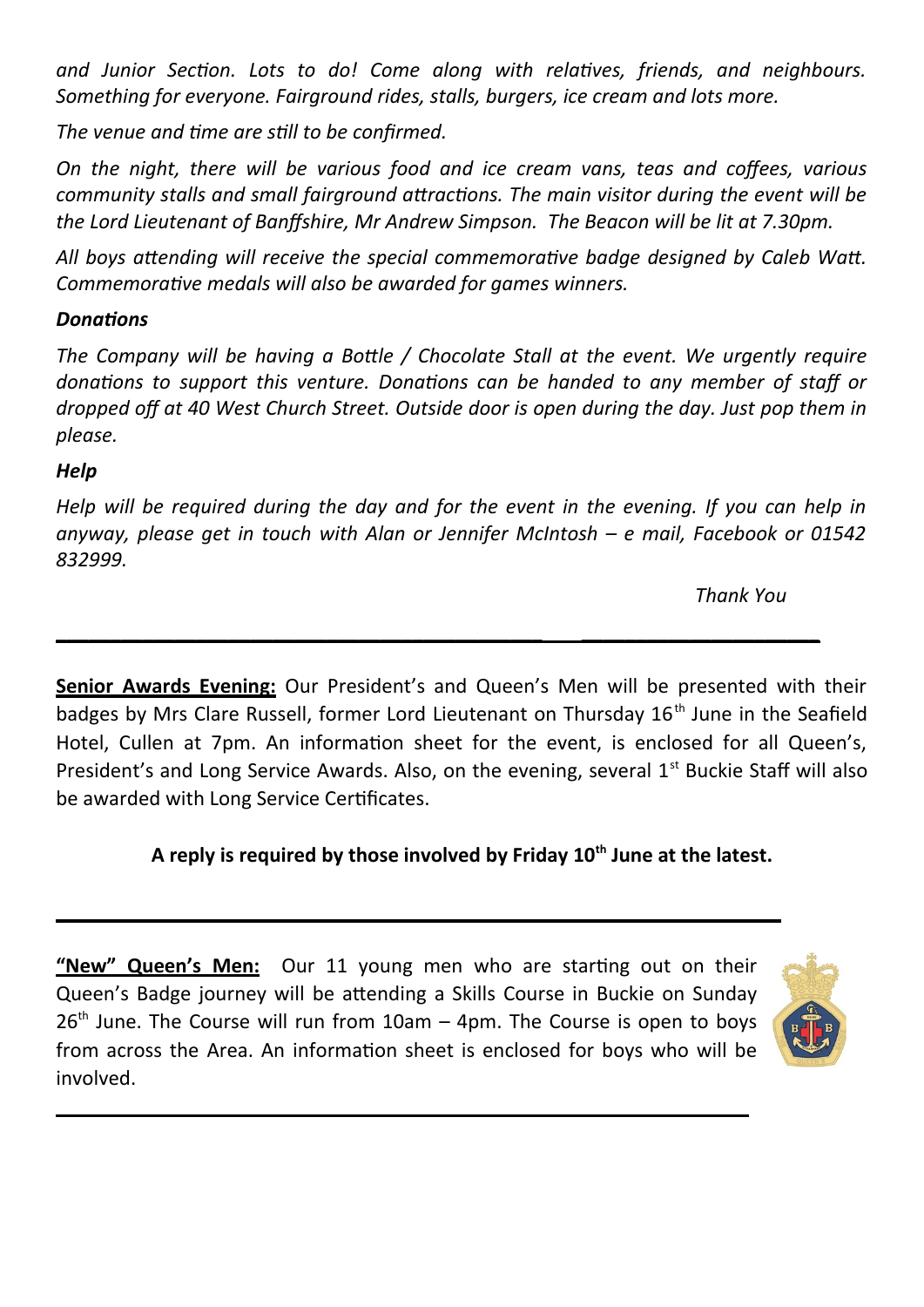*and Junior Section. Lots to do! Come along with relatives, friends, and neighbours. Something for everyone. Fairground rides, stalls, burgers, ice cream and lots more.*

*The venue and time are still to be confirmed.*

*On the night, there will be various food and ice cream vans, teas and coffees, various community stalls and small fairground attractions. The main visitor during the event will be the Lord Lieutenant of Banffshire, Mr Andrew Simpson. The Beacon will be lit at 7.30pm.*

*All boys attending will receive the special commemorative badge designed by Caleb Watt. Commemorative medals will also be awarded for games winners.*

***Donations***

*The Company will be having a Bottle / Chocolate Stall at the event. We urgently require donations to support this venture. Donations can be handed to any member of staff or dropped off at 40 West Church Street. Outside door is open during the day. Just pop them in please.*

***Help***

*Help will be required during the day and for the event in the evening. If you can help in anyway, please get in touch with Alan or Jennifer McIntosh – e mail, Facebook or 01542 832999.*

*Thank You*

---

**Senior Awards Evening:** Our President's and Queen's Men will be presented with their badges by Mrs Clare Russell, former Lord Lieutenant on Thursday 16th June in the Seafield Hotel, Cullen at 7pm. An information sheet for the event, is enclosed for all Queen's, President's and Long Service Awards. Also, on the evening, several 1st Buckie Staff will also be awarded with Long Service Certificates.

**A reply is required by those involved by Friday 10th June at the latest.**

---

**"New" Queen's Men:** Our 11 young men who are starting out on their Queen's Badge journey will be attending a Skills Course in Buckie on Sunday 26th June. The Course will run from 10am – 4pm. The Course is open to boys from across the Area. An information sheet is enclosed for boys who will be involved.

---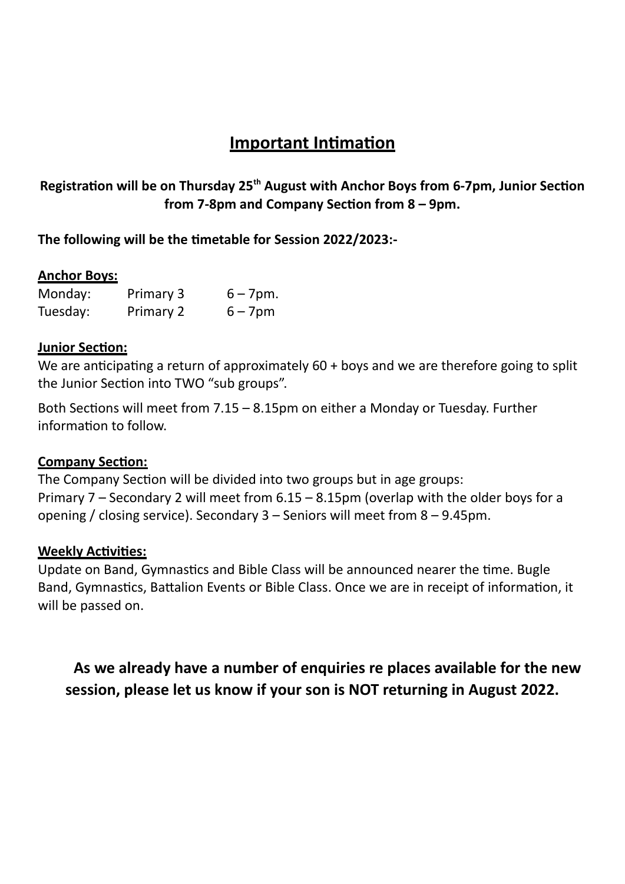## Important Intimation

**Registration will be on Thursday 25th August with Anchor Boys from 6-7pm, Junior Section from 7-8pm and Company Section from 8 – 9pm.**

**The following will be the timetable for Session 2022/2023:-**

### Anchor Boys:

| | | |
|---|---|---|
| Monday: | Primary 3 | 6 – 7pm. |
| Tuesday: | Primary 2 | 6 – 7pm |

### Junior Section:

We are anticipating a return of approximately 60 + boys and we are therefore going to split the Junior Section into TWO "sub groups".

Both Sections will meet from 7.15 – 8.15pm on either a Monday or Tuesday. Further information to follow.

### Company Section:

The Company Section will be divided into two groups but in age groups:
Primary 7 – Secondary 2 will meet from 6.15 – 8.15pm (overlap with the older boys for a opening / closing service). Secondary 3 – Seniors will meet from 8 – 9.45pm.

### Weekly Activities:

Update on Band, Gymnastics and Bible Class will be announced nearer the time. Bugle Band, Gymnastics, Battalion Events or Bible Class. Once we are in receipt of information, it will be passed on.

**As we already have a number of enquiries re places available for the new session, please let us know if your son is NOT returning in August 2022.**